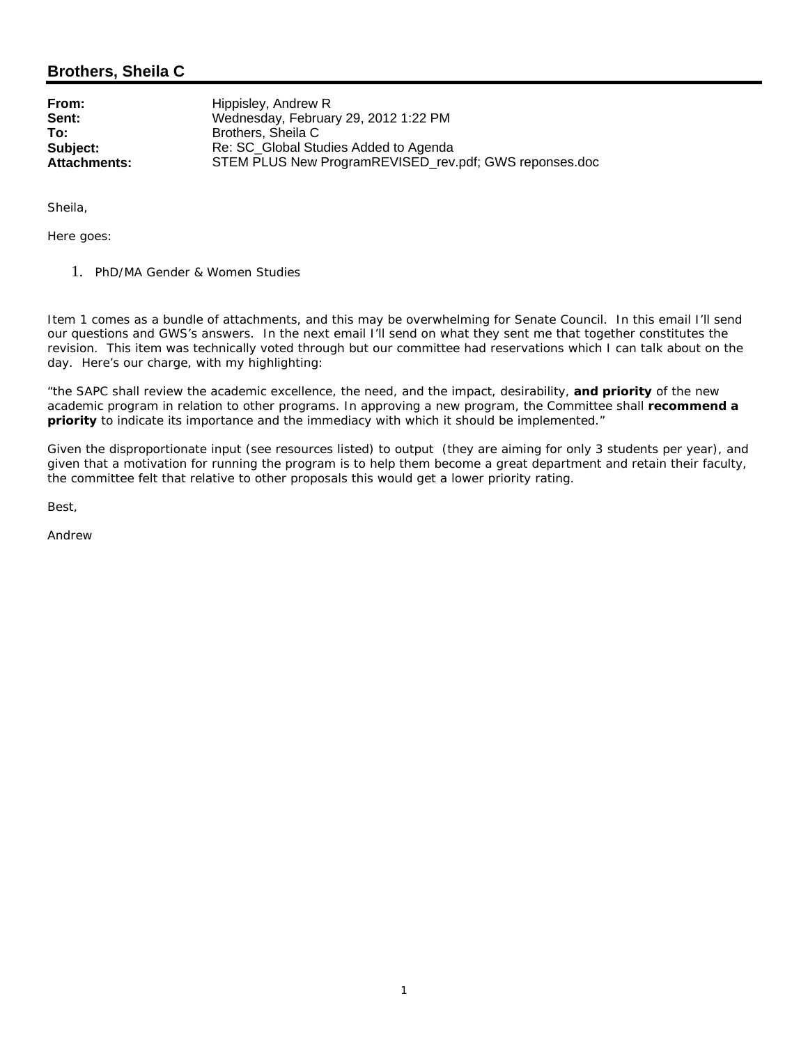# Brothers, Sheila C

| | |
|---|---|
| **From:** | Hippisley, Andrew R |
| **Sent:** | Wednesday, February 29, 2012 1:22 PM |
| **To:** | Brothers, Sheila C |
| **Subject:** | Re: SC_Global Studies Added to Agenda |
| **Attachments:** | STEM PLUS New ProgramREVISED_rev.pdf; GWS reponses.doc |

Sheila,

Here goes:

1. PhD/MA Gender & Women Studies

Item 1 comes as a bundle of attachments, and this may be overwhelming for Senate Council. In this email I'll send our questions and GWS's answers. In the next email I'll send on what they sent me that together constitutes the revision. This item was technically voted through but our committee had reservations which I can talk about on the day. Here's our charge, with my highlighting:

"the SAPC shall review the academic excellence, the need, and the impact, desirability, **and priority** of the new academic program in relation to other programs. In approving a new program, the Committee shall **recommend a priority** to indicate its importance and the immediacy with which it should be implemented."

Given the disproportionate input (see resources listed) to output (they are aiming for only 3 students per year), and given that a motivation for running the program is to help them become a great department and retain their faculty, the committee felt that relative to other proposals this would get a lower priority rating.

Best,

Andrew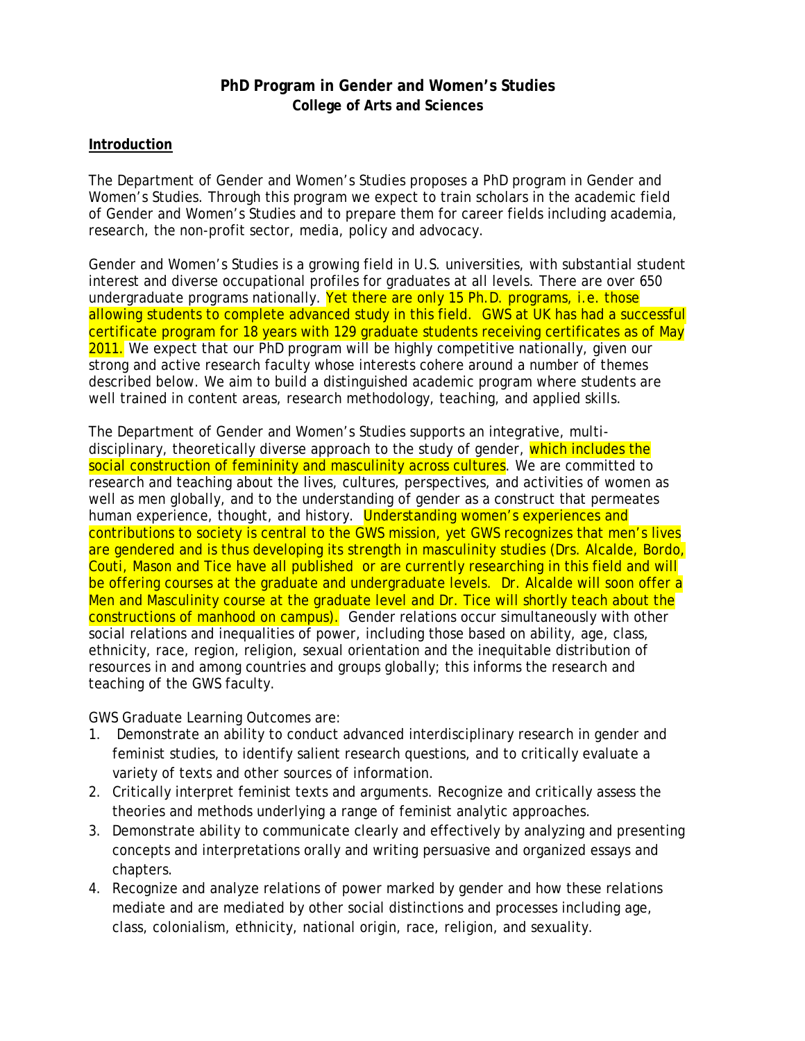# PhD Program in Gender and Women's Studies

## College of Arts and Sciences

### Introduction

The Department of Gender and Women's Studies proposes a PhD program in Gender and Women's Studies. Through this program we expect to train scholars in the academic field of Gender and Women's Studies and to prepare them for career fields including academia, research, the non-profit sector, media, policy and advocacy.

Gender and Women's Studies is a growing field in U.S. universities, with substantial student interest and diverse occupational profiles for graduates at all levels. There are over 650 undergraduate programs nationally. Yet there are only 15 Ph.D. programs, i.e. those allowing students to complete advanced study in this field. GWS at UK has had a successful certificate program for 18 years with 129 graduate students receiving certificates as of May 2011. We expect that our PhD program will be highly competitive nationally, given our strong and active research faculty whose interests cohere around a number of themes described below. We aim to build a distinguished academic program where students are well trained in content areas, research methodology, teaching, and applied skills.

The Department of Gender and Women's Studies supports an integrative, multi-disciplinary, theoretically diverse approach to the study of gender, which includes the social construction of femininity and masculinity across cultures. We are committed to research and teaching about the lives, cultures, perspectives, and activities of women as well as men globally, and to the understanding of gender as a construct that permeates human experience, thought, and history. Understanding women's experiences and contributions to society is central to the GWS mission, yet GWS recognizes that men's lives are gendered and is thus developing its strength in masculinity studies (Drs. Alcalde, Bordo, Couti, Mason and Tice have all published or are currently researching in this field and will be offering courses at the graduate and undergraduate levels. Dr. Alcalde will soon offer a Men and Masculinity course at the graduate level and Dr. Tice will shortly teach about the constructions of manhood on campus). Gender relations occur simultaneously with other social relations and inequalities of power, including those based on ability, age, class, ethnicity, race, region, religion, sexual orientation and the inequitable distribution of resources in and among countries and groups globally; this informs the research and teaching of the GWS faculty.

GWS Graduate Learning Outcomes are:

1. Demonstrate an ability to conduct advanced interdisciplinary research in gender and feminist studies, to identify salient research questions, and to critically evaluate a variety of texts and other sources of information.
2. Critically interpret feminist texts and arguments. Recognize and critically assess the theories and methods underlying a range of feminist analytic approaches.
3. Demonstrate ability to communicate clearly and effectively by analyzing and presenting concepts and interpretations orally and writing persuasive and organized essays and chapters.
4. Recognize and analyze relations of power marked by gender and how these relations mediate and are mediated by other social distinctions and processes including age, class, colonialism, ethnicity, national origin, race, religion, and sexuality.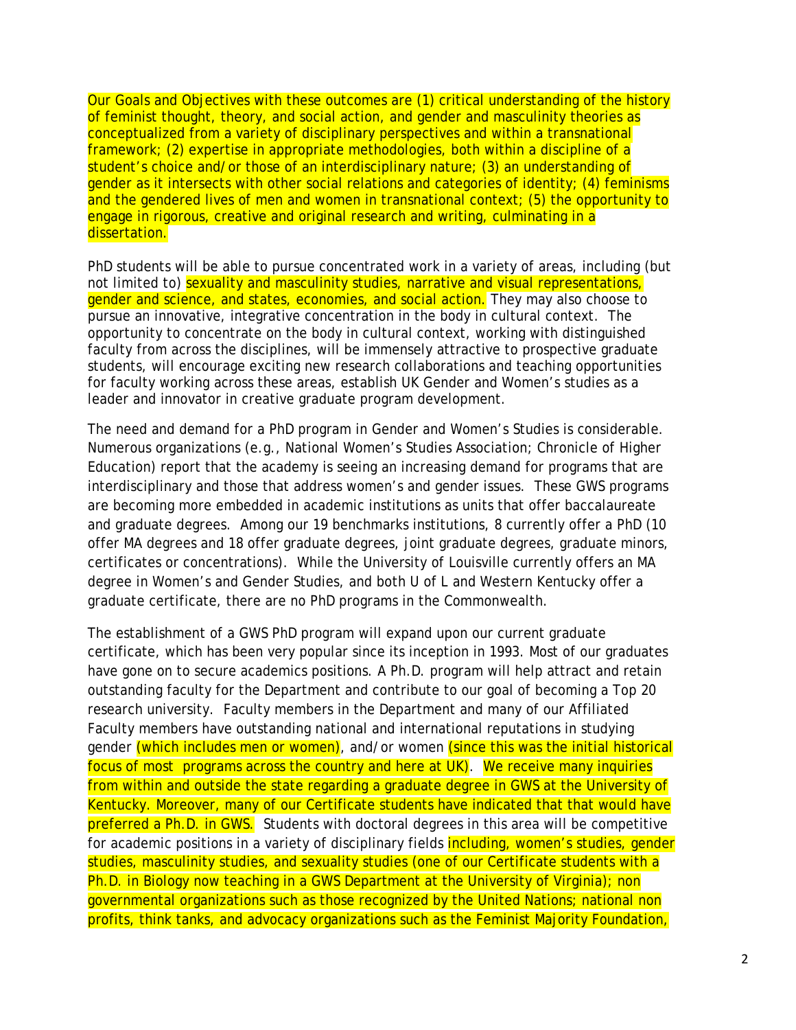Our Goals and Objectives with these outcomes are (1) critical understanding of the history of feminist thought, theory, and social action, and gender and masculinity theories as conceptualized from a variety of disciplinary perspectives and within a transnational framework; (2) expertise in appropriate methodologies, both within a discipline of a student's choice and/or those of an interdisciplinary nature; (3) an understanding of gender as it intersects with other social relations and categories of identity; (4) feminisms and the gendered lives of men and women in transnational context; (5) the opportunity to engage in rigorous, creative and original research and writing, culminating in a dissertation.

PhD students will be able to pursue concentrated work in a variety of areas, including (but not limited to) sexuality and masculinity studies, narrative and visual representations, gender and science, and states, economies, and social action. They may also choose to pursue an innovative, integrative concentration in the body in cultural context. The opportunity to concentrate on the body in cultural context, working with distinguished faculty from across the disciplines, will be immensely attractive to prospective graduate students, will encourage exciting new research collaborations and teaching opportunities for faculty working across these areas, establish UK Gender and Women's studies as a leader and innovator in creative graduate program development.

The need and demand for a PhD program in Gender and Women's Studies is considerable. Numerous organizations (e.g., National Women's Studies Association; Chronicle of Higher Education) report that the academy is seeing an increasing demand for programs that are interdisciplinary and those that address women's and gender issues. These GWS programs are becoming more embedded in academic institutions as units that offer baccalaureate and graduate degrees. Among our 19 benchmarks institutions, 8 currently offer a PhD (10 offer MA degrees and 18 offer graduate degrees, joint graduate degrees, graduate minors, certificates or concentrations). While the University of Louisville currently offers an MA degree in Women's and Gender Studies, and both U of L and Western Kentucky offer a graduate certificate, there are no PhD programs in the Commonwealth.

The establishment of a GWS PhD program will expand upon our current graduate certificate, which has been very popular since its inception in 1993. Most of our graduates have gone on to secure academics positions. A Ph.D. program will help attract and retain outstanding faculty for the Department and contribute to our goal of becoming a Top 20 research university. Faculty members in the Department and many of our Affiliated Faculty members have outstanding national and international reputations in studying gender (which includes men or women), and/or women (since this was the initial historical focus of most programs across the country and here at UK). We receive many inquiries from within and outside the state regarding a graduate degree in GWS at the University of Kentucky. Moreover, many of our Certificate students have indicated that that would have preferred a Ph.D. in GWS. Students with doctoral degrees in this area will be competitive for academic positions in a variety of disciplinary fields including, women's studies, gender studies, masculinity studies, and sexuality studies (one of our Certificate students with a Ph.D. in Biology now teaching in a GWS Department at the University of Virginia); non governmental organizations such as those recognized by the United Nations; national non profits, think tanks, and advocacy organizations such as the Feminist Majority Foundation,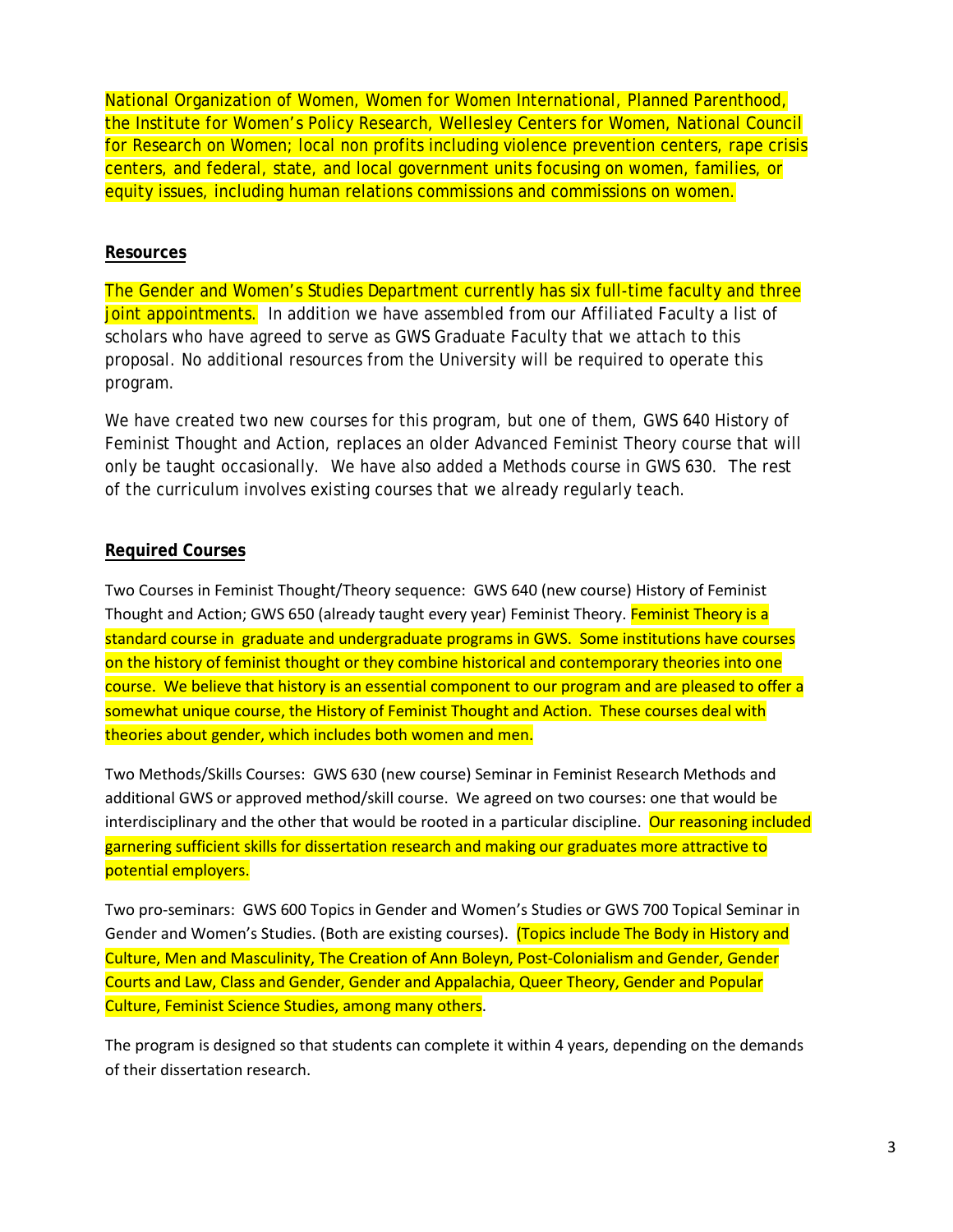National Organization of Women, Women for Women International, Planned Parenthood, the Institute for Women's Policy Research, Wellesley Centers for Women, National Council for Research on Women; local non profits including violence prevention centers, rape crisis centers, and federal, state, and local government units focusing on women, families, or equity issues, including human relations commissions and commissions on women.

**Resources**

The Gender and Women's Studies Department currently has six full-time faculty and three joint appointments. In addition we have assembled from our Affiliated Faculty a list of scholars who have agreed to serve as GWS Graduate Faculty that we attach to this proposal. No additional resources from the University will be required to operate this program.

We have created two new courses for this program, but one of them, GWS 640 History of Feminist Thought and Action, replaces an older Advanced Feminist Theory course that will only be taught occasionally. We have also added a Methods course in GWS 630. The rest of the curriculum involves existing courses that we already regularly teach.

**Required Courses**

Two Courses in Feminist Thought/Theory sequence: GWS 640 (new course) History of Feminist Thought and Action; GWS 650 (already taught every year) Feminist Theory. Feminist Theory is a standard course in graduate and undergraduate programs in GWS. Some institutions have courses on the history of feminist thought or they combine historical and contemporary theories into one course. We believe that history is an essential component to our program and are pleased to offer a somewhat unique course, the History of Feminist Thought and Action. These courses deal with theories about gender, which includes both women and men.

Two Methods/Skills Courses: GWS 630 (new course) Seminar in Feminist Research Methods and additional GWS or approved method/skill course. We agreed on two courses: one that would be interdisciplinary and the other that would be rooted in a particular discipline. Our reasoning included garnering sufficient skills for dissertation research and making our graduates more attractive to potential employers.

Two pro-seminars: GWS 600 Topics in Gender and Women's Studies or GWS 700 Topical Seminar in Gender and Women's Studies. (Both are existing courses). (Topics include The Body in History and Culture, Men and Masculinity, The Creation of Ann Boleyn, Post-Colonialism and Gender, Gender Courts and Law, Class and Gender, Gender and Appalachia, Queer Theory, Gender and Popular Culture, Feminist Science Studies, among many others.

The program is designed so that students can complete it within 4 years, depending on the demands of their dissertation research.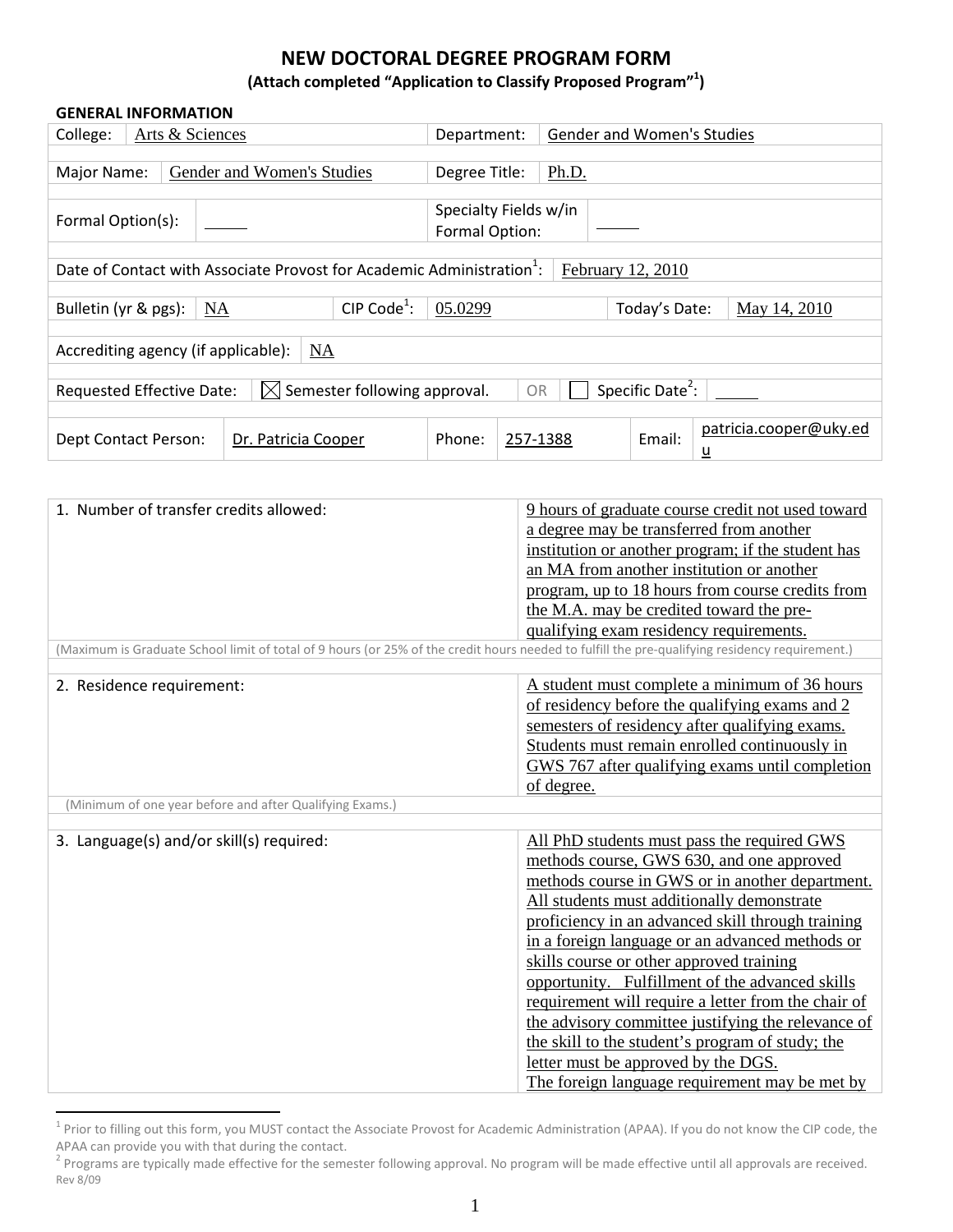# NEW DOCTORAL DEGREE PROGRAM FORM

**(Attach completed "Application to Classify Proposed Program"[1])**

## GENERAL INFORMATION

| | | | |
|---|---|---|---|
| College: | Arts & Sciences | Department: | Gender and Women's Studies |
| Major Name: | Gender and Women's Studies | Degree Title: | Ph.D. |
| Formal Option(s): | _____ | Specialty Fields w/in Formal Option: | _____ |

Date of Contact with Associate Provost for Academic Administration[1]: February 12, 2010

| | | | | | |
|---|---|---|---|---|---|
| Bulletin (yr & pgs): | NA | CIP Code[1]: | 05.0299 | Today's Date: | May 14, 2010 |

Accrediting agency (if applicable): NA

Requested Effective Date: ☒ Semester following approval. OR ☐ Specific Date[2]: _____

| | | | | | |
|---|---|---|---|---|---|
| Dept Contact Person: | Dr. Patricia Cooper | Phone: | 257-1388 | Email: | patricia.cooper@uky.edu |

| | |
|---|---|
| 1. Number of transfer credits allowed: | 9 hours of graduate course credit not used toward a degree may be transferred from another institution or another program; if the student has an MA from another institution or another program, up to 18 hours from course credits from the M.A. may be credited toward the pre-qualifying exam residency requirements. |
| (Maximum is Graduate School limit of total of 9 hours (or 25% of the credit hours needed to fulfill the pre-qualifying residency requirement.) | |
| 2. Residence requirement: | A student must complete a minimum of 36 hours of residency before the qualifying exams and 2 semesters of residency after qualifying exams. Students must remain enrolled continuously in GWS 767 after qualifying exams until completion of degree. |
| (Minimum of one year before and after Qualifying Exams.) | |
| 3. Language(s) and/or skill(s) required: | All PhD students must pass the required GWS methods course, GWS 630, and one approved methods course in GWS or in another department. All students must additionally demonstrate proficiency in an advanced skill through training in a foreign language or an advanced methods or skills course or other approved training opportunity. Fulfillment of the advanced skills requirement will require a letter from the chair of the advisory committee justifying the relevance of the skill to the student's program of study; the letter must be approved by the DGS. The foreign language requirement may be met by |

[1] Prior to filling out this form, you MUST contact the Associate Provost for Academic Administration (APAA). If you do not know the CIP code, the APAA can provide you with that during the contact.

[2] Programs are typically made effective for the semester following approval. No program will be made effective until all approvals are received.

Rev 8/09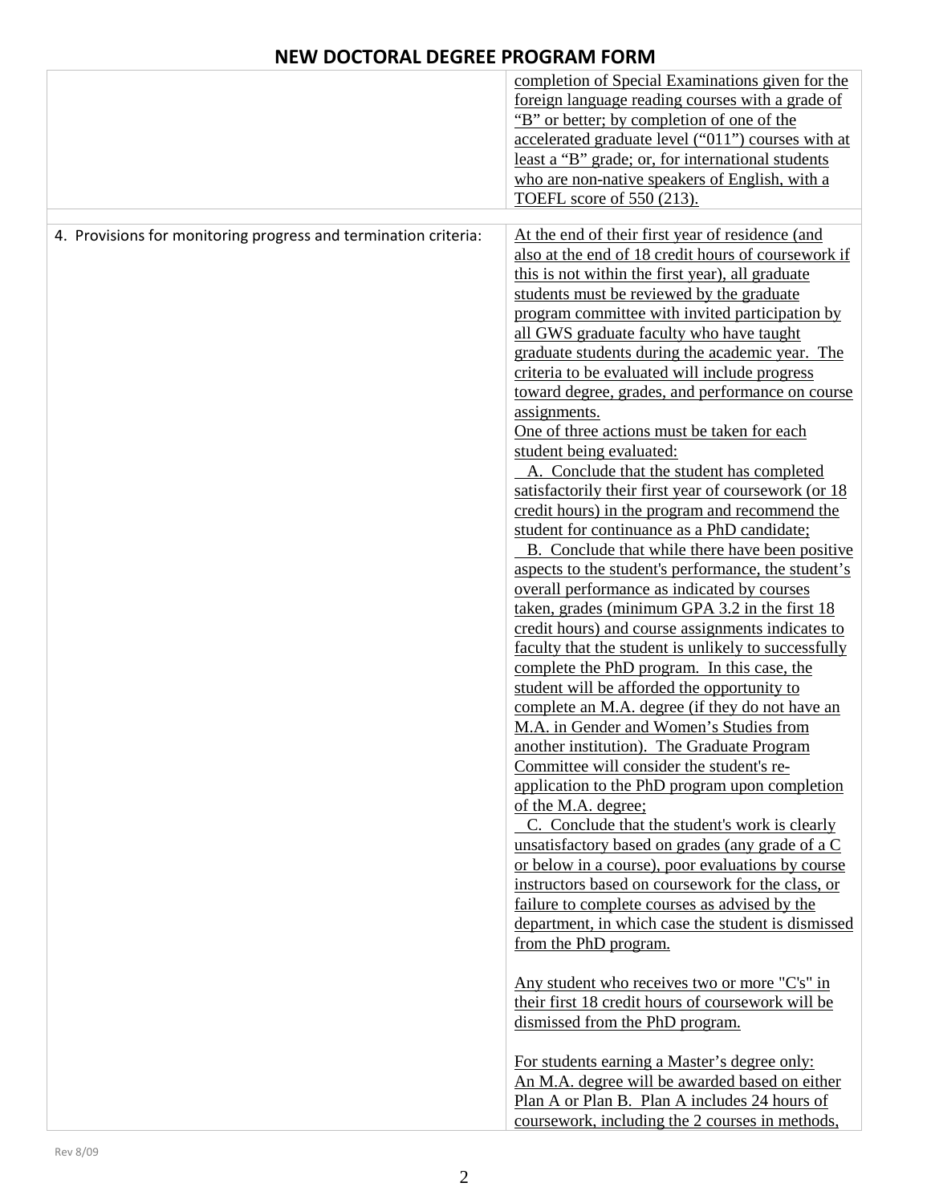# NEW DOCTORAL DEGREE PROGRAM FORM

| | |
|---|---|
| | completion of Special Examinations given for the foreign language reading courses with a grade of "B" or better; by completion of one of the accelerated graduate level ("011") courses with at least a "B" grade; or, for international students who are non-native speakers of English, with a TOEFL score of 550 (213). |
| | |
| 4. Provisions for monitoring progress and termination criteria: | At the end of their first year of residence (and also at the end of 18 credit hours of coursework if this is not within the first year), all graduate students must be reviewed by the graduate program committee with invited participation by all GWS graduate faculty who have taught graduate students during the academic year. The criteria to be evaluated will include progress toward degree, grades, and performance on course assignments.<br>One of three actions must be taken for each student being evaluated:<br>A. Conclude that the student has completed satisfactorily their first year of coursework (or 18 credit hours) in the program and recommend the student for continuance as a PhD candidate;<br>B. Conclude that while there have been positive aspects to the student's performance, the student's overall performance as indicated by courses taken, grades (minimum GPA 3.2 in the first 18 credit hours) and course assignments indicates to faculty that the student is unlikely to successfully complete the PhD program. In this case, the student will be afforded the opportunity to complete an M.A. degree (if they do not have an M.A. in Gender and Women's Studies from another institution). The Graduate Program Committee will consider the student's re-application to the PhD program upon completion of the M.A. degree;<br>C. Conclude that the student's work is clearly unsatisfactory based on grades (any grade of a C or below in a course), poor evaluations by course instructors based on coursework for the class, or failure to complete courses as advised by the department, in which case the student is dismissed from the PhD program.<br><br>Any student who receives two or more "C's" in their first 18 credit hours of coursework will be dismissed from the PhD program.<br><br>For students earning a Master's degree only:<br>An M.A. degree will be awarded based on either Plan A or Plan B. Plan A includes 24 hours of coursework, including the 2 courses in methods, |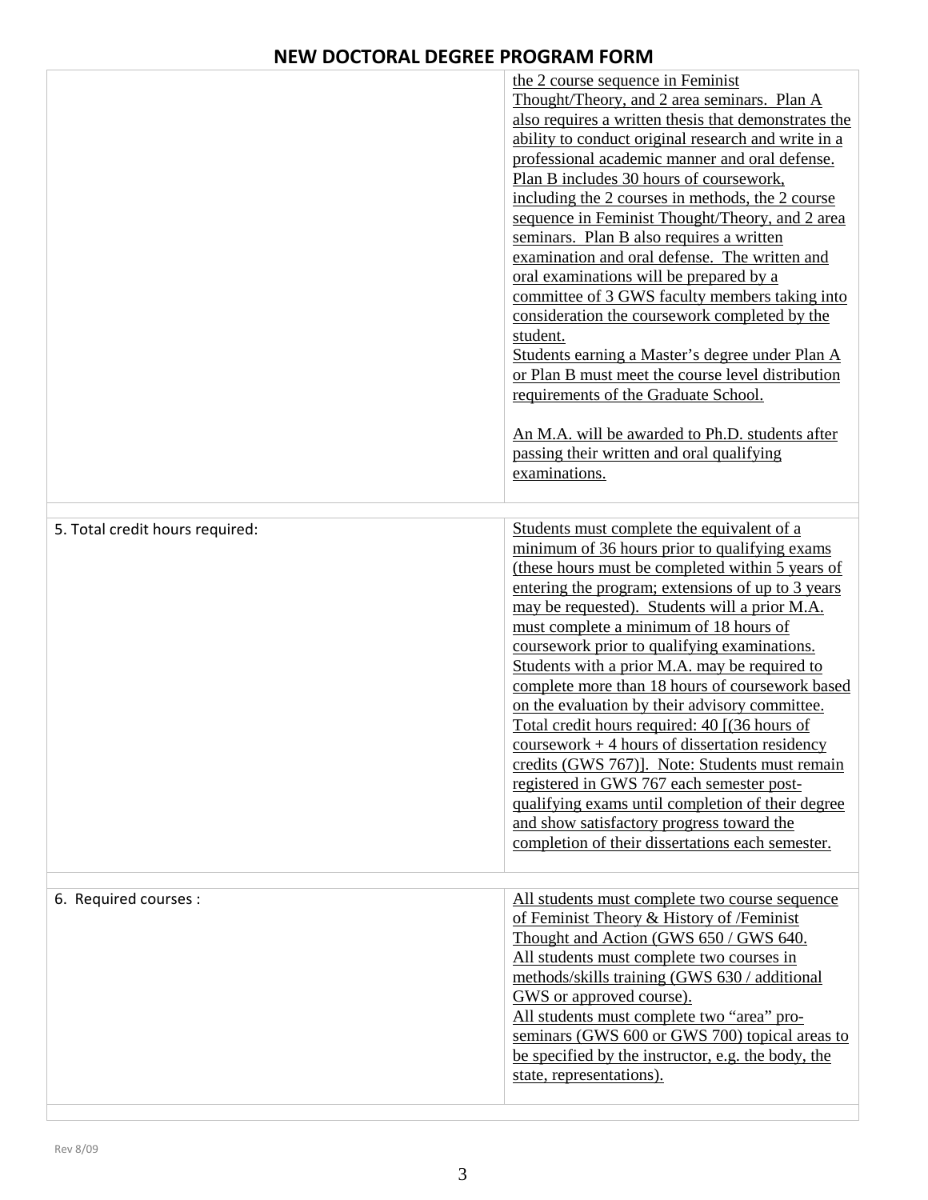# NEW DOCTORAL DEGREE PROGRAM FORM

| | |
|---|---|
| | the 2 course sequence in Feminist Thought/Theory, and 2 area seminars. Plan A also requires a written thesis that demonstrates the ability to conduct original research and write in a professional academic manner and oral defense. Plan B includes 30 hours of coursework, including the 2 courses in methods, the 2 course sequence in Feminist Thought/Theory, and 2 area seminars. Plan B also requires a written examination and oral defense. The written and oral examinations will be prepared by a committee of 3 GWS faculty members taking into consideration the coursework completed by the student.<br>Students earning a Master's degree under Plan A or Plan B must meet the course level distribution requirements of the Graduate School.<br><br>An M.A. will be awarded to Ph.D. students after passing their written and oral qualifying examinations. |
| 5. Total credit hours required: | Students must complete the equivalent of a minimum of 36 hours prior to qualifying exams (these hours must be completed within 5 years of entering the program; extensions of up to 3 years may be requested). Students will a prior M.A. must complete a minimum of 18 hours of coursework prior to qualifying examinations. Students with a prior M.A. may be required to complete more than 18 hours of coursework based on the evaluation by their advisory committee. Total credit hours required: 40 [(36 hours of coursework + 4 hours of dissertation residency credits (GWS 767)]. Note: Students must remain registered in GWS 767 each semester post-qualifying exams until completion of their degree and show satisfactory progress toward the completion of their dissertations each semester. |
| 6. Required courses : | All students must complete two course sequence of Feminist Theory & History of /Feminist Thought and Action (GWS 650 / GWS 640.<br>All students must complete two courses in methods/skills training (GWS 630 / additional GWS or approved course).<br>All students must complete two "area" pro-seminars (GWS 600 or GWS 700) topical areas to be specified by the instructor, e.g. the body, the state, representations). |

Rev 8/09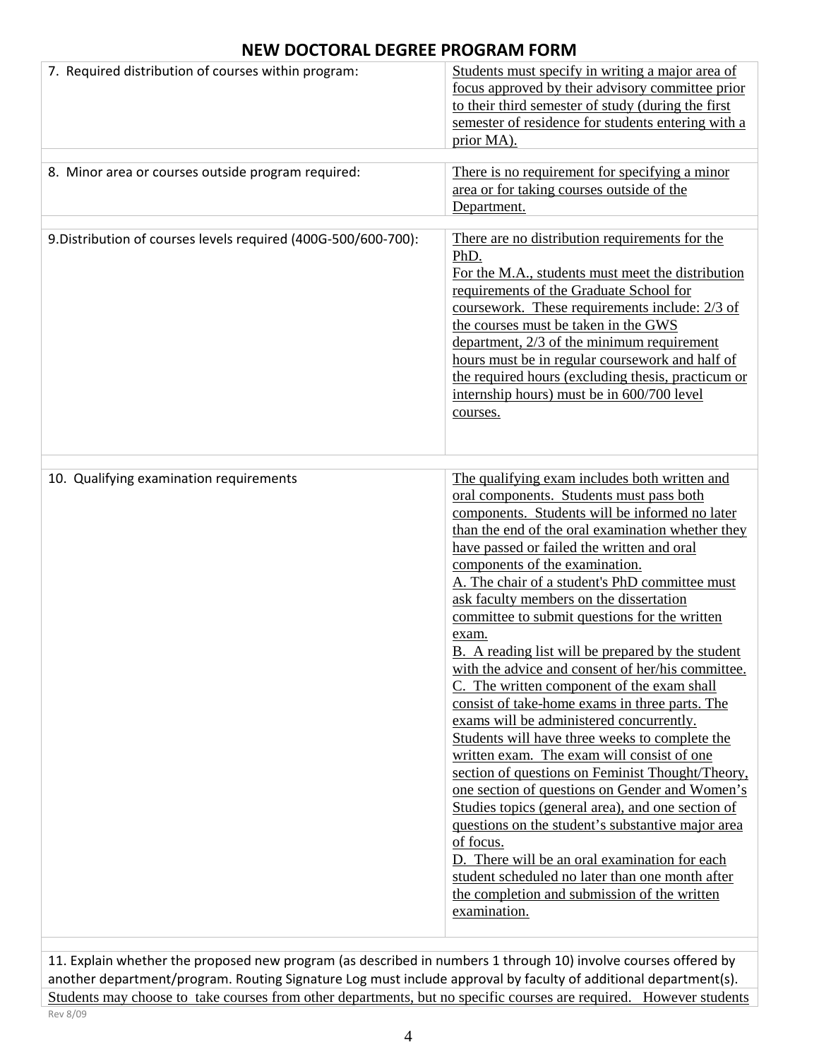## NEW DOCTORAL DEGREE PROGRAM FORM

| | |
|---|---|
| 7. Required distribution of courses within program: | Students must specify in writing a major area of focus approved by their advisory committee prior to their third semester of study (during the first semester of residence for students entering with a prior MA). |
| 8. Minor area or courses outside program required: | There is no requirement for specifying a minor area or for taking courses outside of the Department. |
| 9.Distribution of courses levels required (400G-500/600-700): | There are no distribution requirements for the PhD.<br>For the M.A., students must meet the distribution requirements of the Graduate School for coursework. These requirements include: 2/3 of the courses must be taken in the GWS department, 2/3 of the minimum requirement hours must be in regular coursework and half of the required hours (excluding thesis, practicum or internship hours) must be in 600/700 level courses. |
| 10. Qualifying examination requirements | The qualifying exam includes both written and oral components. Students must pass both components. Students will be informed no later than the end of the oral examination whether they have passed or failed the written and oral components of the examination.<br>A. The chair of a student's PhD committee must ask faculty members on the dissertation committee to submit questions for the written exam.<br>B. A reading list will be prepared by the student with the advice and consent of her/his committee.<br>C. The written component of the exam shall consist of take-home exams in three parts. The exams will be administered concurrently. Students will have three weeks to complete the written exam. The exam will consist of one section of questions on Feminist Thought/Theory, one section of questions on Gender and Women's Studies topics (general area), and one section of questions on the student's substantive major area of focus.<br>D. There will be an oral examination for each student scheduled no later than one month after the completion and submission of the written examination. |

11. Explain whether the proposed new program (as described in numbers 1 through 10) involve courses offered by another department/program. Routing Signature Log must include approval by faculty of additional department(s).

Students may choose to take courses from other departments, but no specific courses are required. However students

Rev 8/09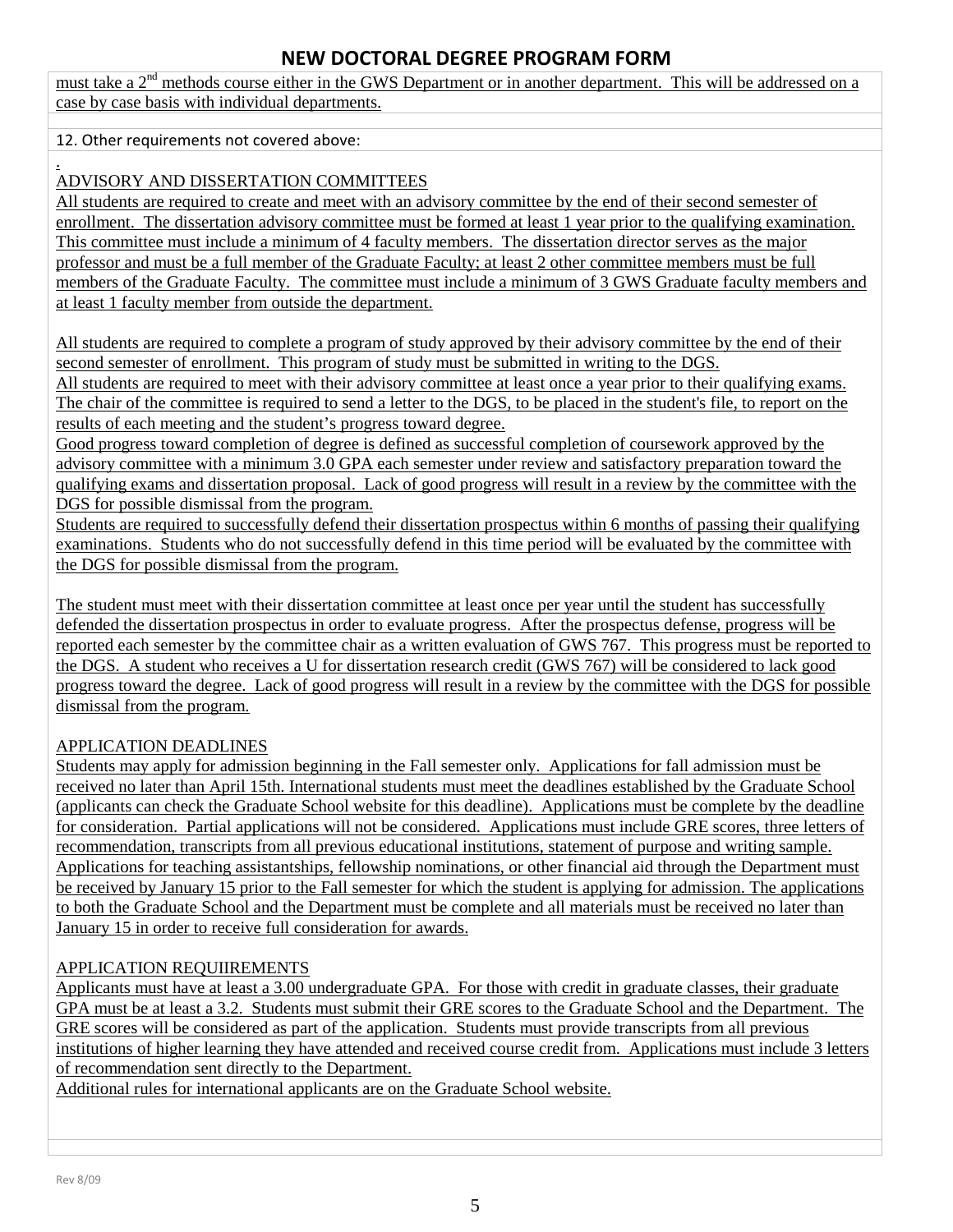# NEW DOCTORAL DEGREE PROGRAM FORM

must take a 2nd methods course either in the GWS Department or in another department. This will be addressed on a case by case basis with individual departments.

12. Other requirements not covered above:

.

ADVISORY AND DISSERTATION COMMITTEES

All students are required to create and meet with an advisory committee by the end of their second semester of enrollment. The dissertation advisory committee must be formed at least 1 year prior to the qualifying examination. This committee must include a minimum of 4 faculty members. The dissertation director serves as the major professor and must be a full member of the Graduate Faculty; at least 2 other committee members must be full members of the Graduate Faculty. The committee must include a minimum of 3 GWS Graduate faculty members and at least 1 faculty member from outside the department.

All students are required to complete a program of study approved by their advisory committee by the end of their second semester of enrollment. This program of study must be submitted in writing to the DGS.

All students are required to meet with their advisory committee at least once a year prior to their qualifying exams. The chair of the committee is required to send a letter to the DGS, to be placed in the student's file, to report on the results of each meeting and the student's progress toward degree.

Good progress toward completion of degree is defined as successful completion of coursework approved by the advisory committee with a minimum 3.0 GPA each semester under review and satisfactory preparation toward the qualifying exams and dissertation proposal. Lack of good progress will result in a review by the committee with the DGS for possible dismissal from the program.

Students are required to successfully defend their dissertation prospectus within 6 months of passing their qualifying examinations. Students who do not successfully defend in this time period will be evaluated by the committee with the DGS for possible dismissal from the program.

The student must meet with their dissertation committee at least once per year until the student has successfully defended the dissertation prospectus in order to evaluate progress. After the prospectus defense, progress will be reported each semester by the committee chair as a written evaluation of GWS 767. This progress must be reported to the DGS. A student who receives a U for dissertation research credit (GWS 767) will be considered to lack good progress toward the degree. Lack of good progress will result in a review by the committee with the DGS for possible dismissal from the program.

APPLICATION DEADLINES

Students may apply for admission beginning in the Fall semester only. Applications for fall admission must be received no later than April 15th. International students must meet the deadlines established by the Graduate School (applicants can check the Graduate School website for this deadline). Applications must be complete by the deadline for consideration. Partial applications will not be considered. Applications must include GRE scores, three letters of recommendation, transcripts from all previous educational institutions, statement of purpose and writing sample. Applications for teaching assistantships, fellowship nominations, or other financial aid through the Department must be received by January 15 prior to the Fall semester for which the student is applying for admission. The applications to both the Graduate School and the Department must be complete and all materials must be received no later than January 15 in order to receive full consideration for awards.

APPLICATION REQUIIREMENTS

Applicants must have at least a 3.00 undergraduate GPA. For those with credit in graduate classes, their graduate GPA must be at least a 3.2. Students must submit their GRE scores to the Graduate School and the Department. The GRE scores will be considered as part of the application. Students must provide transcripts from all previous institutions of higher learning they have attended and received course credit from. Applications must include 3 letters of recommendation sent directly to the Department.

Additional rules for international applicants are on the Graduate School website.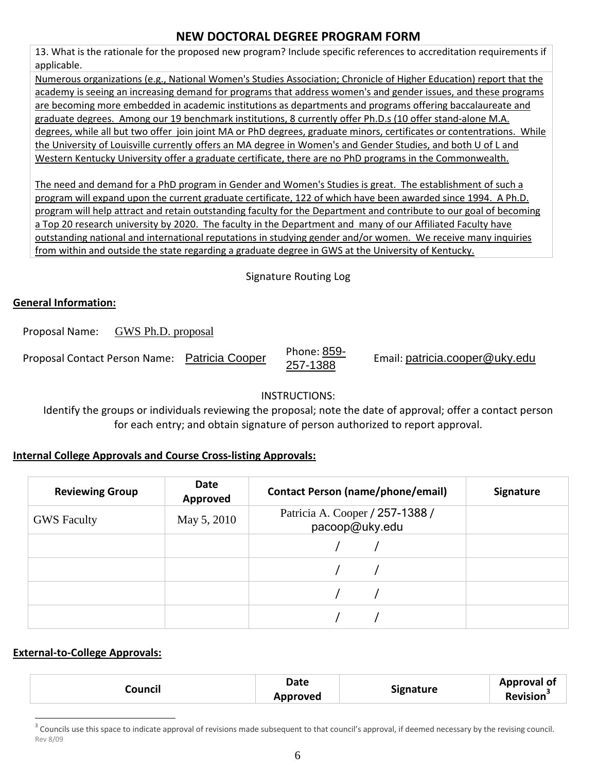## NEW DOCTORAL DEGREE PROGRAM FORM

13. What is the rationale for the proposed new program? Include specific references to accreditation requirements if applicable.

Numerous organizations (e.g., National Women's Studies Association; Chronicle of Higher Education) report that the academy is seeing an increasing demand for programs that address women's and gender issues, and these programs are becoming more embedded in academic institutions as departments and programs offering baccalaureate and graduate degrees. Among our 19 benchmark institutions, 8 currently offer Ph.D.s (10 offer stand-alone M.A. degrees, while all but two offer join joint MA or PhD degrees, graduate minors, certificates or contentrations. While the University of Louisville currently offers an MA degree in Women's and Gender Studies, and both U of L and Western Kentucky University offer a graduate certificate, there are no PhD programs in the Commonwealth.

The need and demand for a PhD program in Gender and Women's Studies is great. The establishment of such a program will expand upon the current graduate certificate, 122 of which have been awarded since 1994. A Ph.D. program will help attract and retain outstanding faculty for the Department and contribute to our goal of becoming a Top 20 research university by 2020. The faculty in the Department and many of our Affiliated Faculty have outstanding national and international reputations in studying gender and/or women. We receive many inquiries from within and outside the state regarding a graduate degree in GWS at the University of Kentucky.

Signature Routing Log

**General Information:**

Proposal Name: GWS Ph.D. proposal

Proposal Contact Person Name: Patricia Cooper Phone: 859-257-1388 Email: patricia.cooper@uky.edu

INSTRUCTIONS:
Identify the groups or individuals reviewing the proposal; note the date of approval; offer a contact person for each entry; and obtain signature of person authorized to report approval.

**Internal College Approvals and Course Cross-listing Approvals:**

| Reviewing Group | Date Approved | Contact Person (name/phone/email) | Signature |
|---|---|---|---|
| GWS Faculty | May 5, 2010 | Patricia A. Cooper / 257-1388 / pacoop@uky.edu | |
| | | / / | |
| | | / / | |
| | | / / | |
| | | / / | |

**External-to-College Approvals:**

| Council | Date Approved | Signature | Approval of Revision[3] |
|---|---|---|---|

[3] Councils use this space to indicate approval of revisions made subsequent to that council's approval, if deemed necessary by the revising council.

Rev 8/09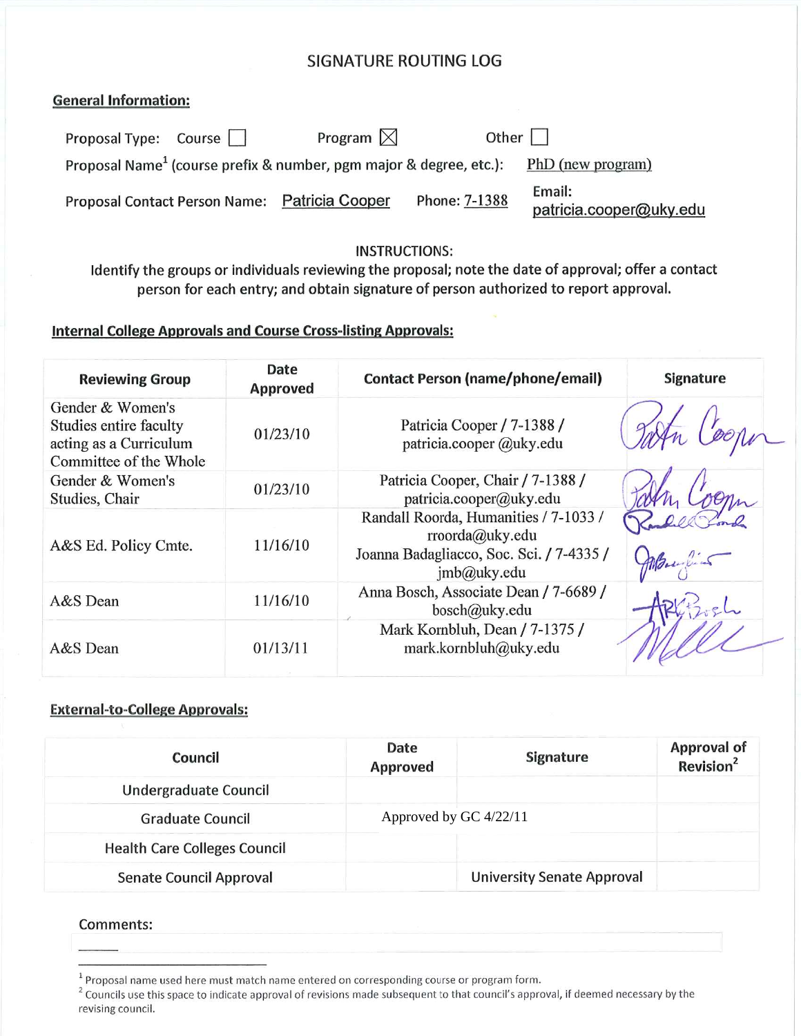# SIGNATURE ROUTING LOG

**General Information:**

Proposal Type: Course ☐ Program ☒ Other ☐

Proposal Name[1] (course prefix & number, pgm major & degree, etc.): PhD (new program)

Proposal Contact Person Name: Patricia Cooper Phone: 7-1388 Email: patricia.cooper@uky.edu

INSTRUCTIONS:

Identify the groups or individuals reviewing the proposal; note the date of approval; offer a contact person for each entry; and obtain signature of person authorized to report approval.

**Internal College Approvals and Course Cross-listing Approvals:**

| Reviewing Group | Date Approved | Contact Person (name/phone/email) | Signature |
|---|---|---|---|
| Gender & Women's Studies entire faculty acting as a Curriculum Committee of the Whole | 01/23/10 | Patricia Cooper / 7-1388 / patricia.cooper @uky.edu | Patricia Cooper |
| Gender & Women's Studies, Chair | 01/23/10 | Patricia Cooper, Chair / 7-1388 / patricia.cooper@uky.edu | Patricia Cooper |
| A&S Ed. Policy Cmte. | 11/16/10 | Randall Roorda, Humanities / 7-1033 / rroorda@uky.edu<br>Joanna Badagliacco, Soc. Sci. / 7-4335 / jmb@uky.edu | Randall Roorda<br>J Badagliacco |
| A&S Dean | 11/16/10 | Anna Bosch, Associate Dean / 7-6689 / bosch@uky.edu | ARK Bosch |
| A&S Dean | 01/13/11 | Mark Kornbluh, Dean / 7-1375 / mark.kornbluh@uky.edu | MK |

**External-to-College Approvals:**

| Council | Date Approved | Signature | Approval of Revision[2] |
|---|---|---|---|
| Undergraduate Council | | | |
| Graduate Council | Approved by GC 4/22/11 | | |
| Health Care Colleges Council | | | |
| Senate Council Approval | | University Senate Approval | |

Comments:

---

[1] Proposal name used here must match name entered on corresponding course or program form.

[2] Councils use this space to indicate approval of revisions made subsequent to that council's approval, if deemed necessary by the revising council.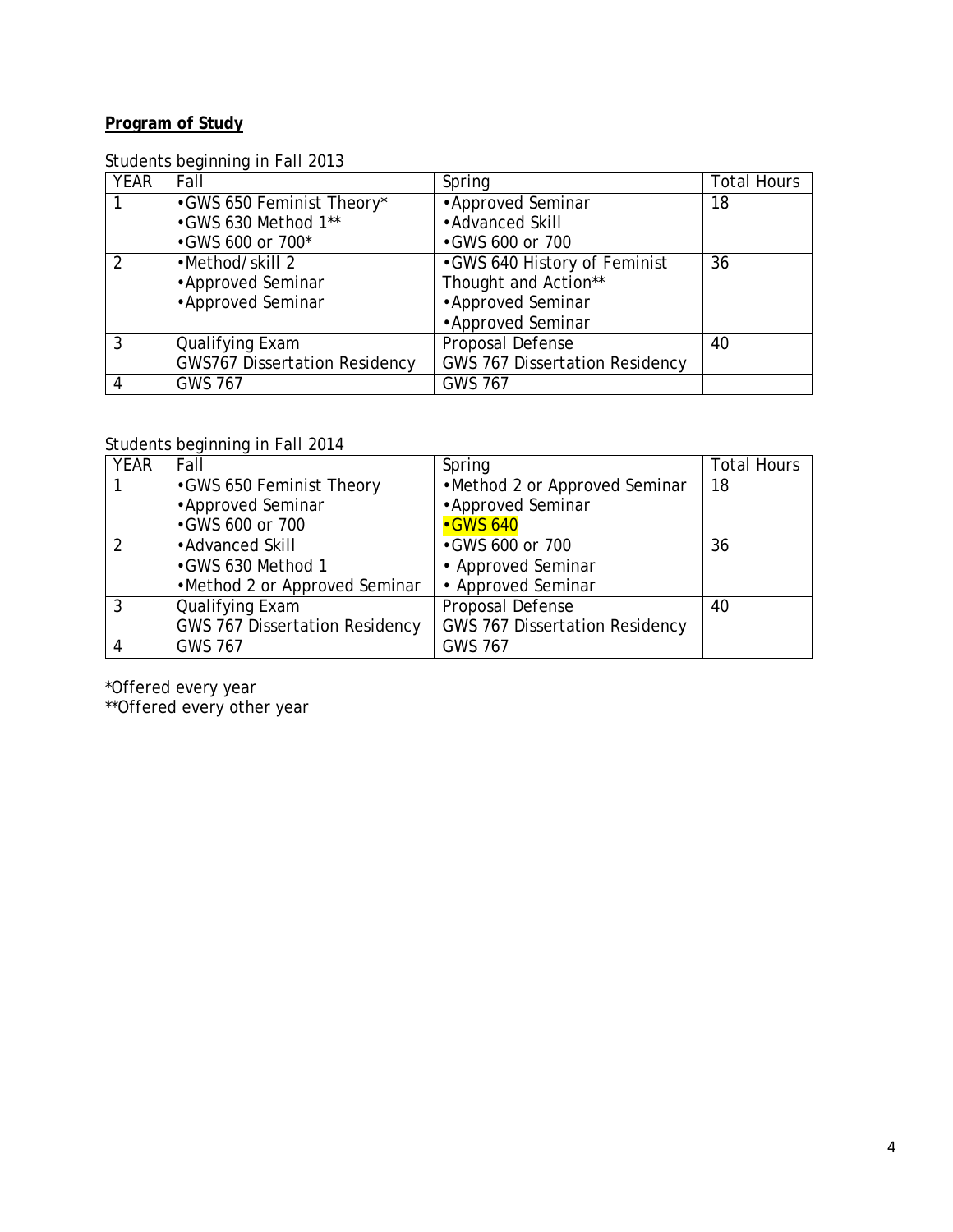**Program of Study**

Students beginning in Fall 2013

| YEAR | Fall | Spring | Total Hours |
|---|---|---|---|
| 1 | •GWS 650 Feminist Theory*<br>•GWS 630 Method 1**<br>•GWS 600 or 700* | •Approved Seminar<br>•Advanced Skill<br>•GWS 600 or 700 | 18 |
| 2 | •Method/skill 2<br>•Approved Seminar<br>•Approved Seminar | •GWS 640 History of Feminist Thought and Action**<br>•Approved Seminar<br>•Approved Seminar | 36 |
| 3 | Qualifying Exam<br>GWS767 Dissertation Residency | Proposal Defense<br>GWS 767 Dissertation Residency | 40 |
| 4 | GWS 767 | GWS 767 | |

Students beginning in Fall 2014

| YEAR | Fall | Spring | Total Hours |
|---|---|---|---|
| 1 | •GWS 650 Feminist Theory<br>•Approved Seminar<br>•GWS 600 or 700 | •Method 2 or Approved Seminar<br>•Approved Seminar<br>•GWS 640 | 18 |
| 2 | •Advanced Skill<br>•GWS 630 Method 1<br>•Method 2 or Approved Seminar | •GWS 600 or 700<br>• Approved Seminar<br>• Approved Seminar | 36 |
| 3 | Qualifying Exam<br>GWS 767 Dissertation Residency | Proposal Defense<br>GWS 767 Dissertation Residency | 40 |
| 4 | GWS 767 | GWS 767 | |

*Offered every year
**Offered every other year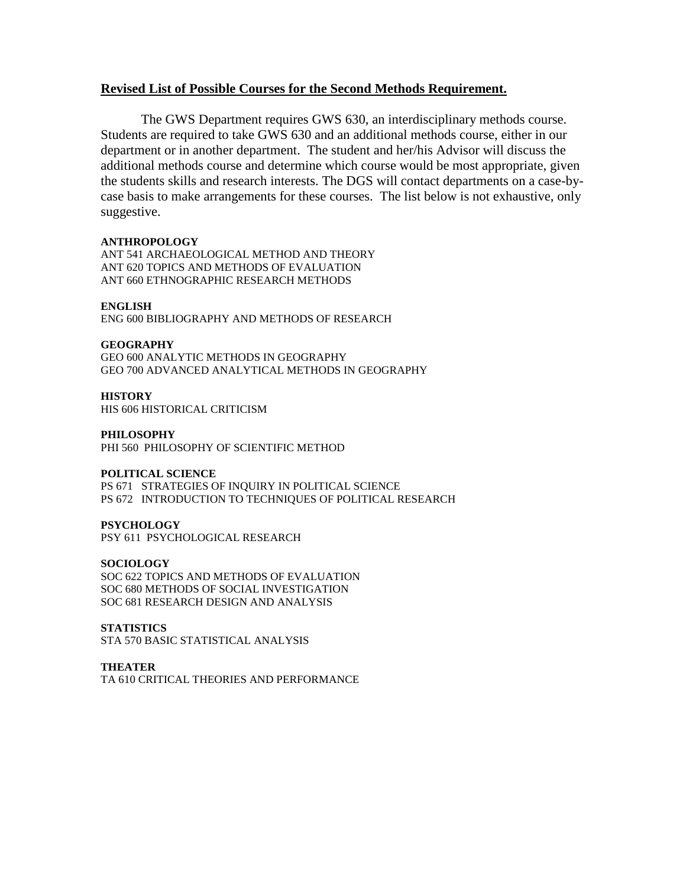## Revised List of Possible Courses for the Second Methods Requirement.

The GWS Department requires GWS 630, an interdisciplinary methods course. Students are required to take GWS 630 and an additional methods course, either in our department or in another department. The student and her/his Advisor will discuss the additional methods course and determine which course would be most appropriate, given the students skills and research interests. The DGS will contact departments on a case-by-case basis to make arrangements for these courses. The list below is not exhaustive, only suggestive.

**ANTHROPOLOGY**
ANT 541 ARCHAEOLOGICAL METHOD AND THEORY
ANT 620 TOPICS AND METHODS OF EVALUATION
ANT 660 ETHNOGRAPHIC RESEARCH METHODS

**ENGLISH**
ENG 600 BIBLIOGRAPHY AND METHODS OF RESEARCH

**GEOGRAPHY**
GEO 600 ANALYTIC METHODS IN GEOGRAPHY
GEO 700 ADVANCED ANALYTICAL METHODS IN GEOGRAPHY

**HISTORY**
HIS 606 HISTORICAL CRITICISM

**PHILOSOPHY**
PHI 560 PHILOSOPHY OF SCIENTIFIC METHOD

**POLITICAL SCIENCE**
PS 671 STRATEGIES OF INQUIRY IN POLITICAL SCIENCE
PS 672 INTRODUCTION TO TECHNIQUES OF POLITICAL RESEARCH

**PSYCHOLOGY**
PSY 611 PSYCHOLOGICAL RESEARCH

**SOCIOLOGY**
SOC 622 TOPICS AND METHODS OF EVALUATION
SOC 680 METHODS OF SOCIAL INVESTIGATION
SOC 681 RESEARCH DESIGN AND ANALYSIS

**STATISTICS**
STA 570 BASIC STATISTICAL ANALYSIS

**THEATER**
TA 610 CRITICAL THEORIES AND PERFORMANCE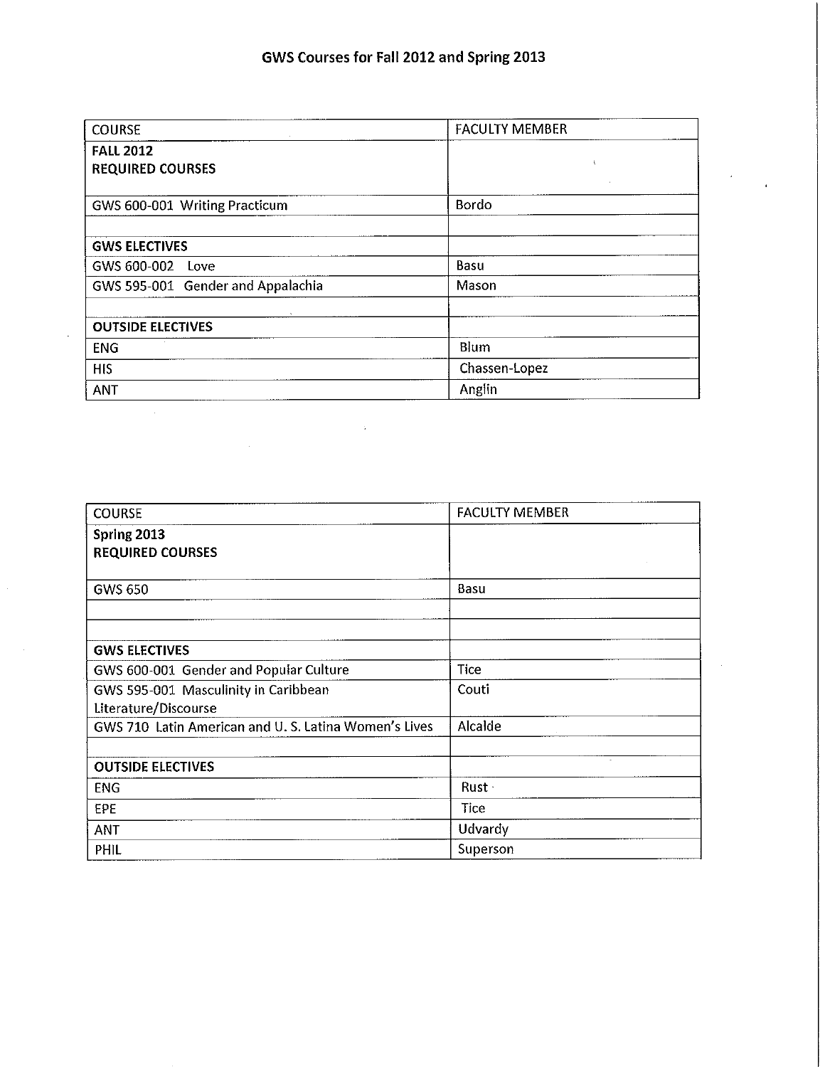# GWS Courses for Fall 2012 and Spring 2013

| COURSE | FACULTY MEMBER |
|---|---|
| **FALL 2012**<br>**REQUIRED COURSES** | |
| GWS 600-001 Writing Practicum | Bordo |
| | |
| **GWS ELECTIVES** | |
| GWS 600-002 Love | Basu |
| GWS 595-001 Gender and Appalachia | Mason |
| | |
| **OUTSIDE ELECTIVES** | |
| ENG | Blum |
| HIS | Chassen-Lopez |
| ANT | Anglin |

| COURSE | FACULTY MEMBER |
|---|---|
| **Spring 2013**<br>**REQUIRED COURSES** | |
| GWS 650 | Basu |
| | |
| | |
| **GWS ELECTIVES** | |
| GWS 600-001 Gender and Popular Culture | Tice |
| GWS 595-001 Masculinity in Caribbean Literature/Discourse | Couti |
| GWS 710 Latin American and U. S. Latina Women's Lives | Alcalde |
| | |
| **OUTSIDE ELECTIVES** | |
| ENG | Rust |
| EPE | Tice |
| ANT | Udvardy |
| PHIL | Superson |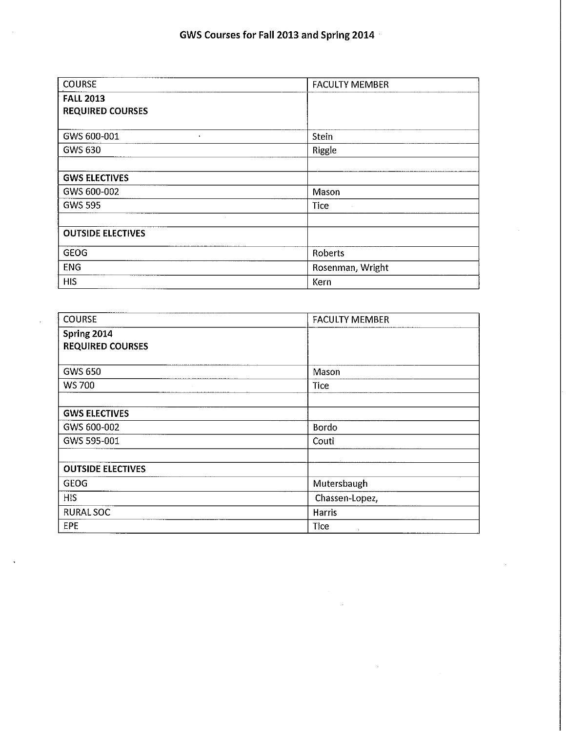# GWS Courses for Fall 2013 and Spring 2014

| COURSE | FACULTY MEMBER |
|---|---|
| **FALL 2013**<br>**REQUIRED COURSES** | |
| GWS 600-001 | Stein |
| GWS 630 | Riggle |
| | |
| **GWS ELECTIVES** | |
| GWS 600-002 | Mason |
| GWS 595 | Tice |
| | |
| **OUTSIDE ELECTIVES** | |
| GEOG | Roberts |
| ENG | Rosenman, Wright |
| HIS | Kern |

| COURSE | FACULTY MEMBER |
|---|---|
| **Spring 2014**<br>**REQUIRED COURSES** | |
| GWS 650 | Mason |
| WS 700 | Tice |
| | |
| **GWS ELECTIVES** | |
| GWS 600-002 | Bordo |
| GWS 595-001 | Couti |
| | |
| **OUTSIDE ELECTIVES** | |
| GEOG | Mutersbaugh |
| HIS | Chassen-Lopez, |
| RURAL SOC | Harris |
| EPE | Tice |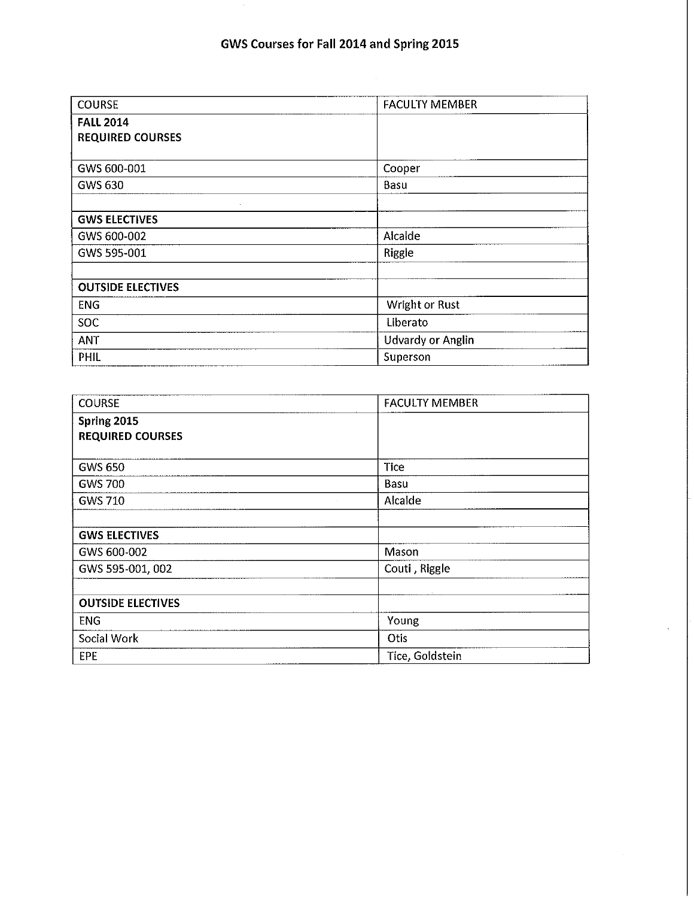# GWS Courses for Fall 2014 and Spring 2015

| COURSE | FACULTY MEMBER |
|---|---|
| **FALL 2014**<br>**REQUIRED COURSES** | |
| GWS 600-001 | Cooper |
| GWS 630 | Basu |
| | |
| **GWS ELECTIVES** | |
| GWS 600-002 | Alcalde |
| GWS 595-001 | Riggle |
| | |
| **OUTSIDE ELECTIVES** | |
| ENG | Wright or Rust |
| SOC | Liberato |
| ANT | Udvardy or Anglin |
| PHIL | Superson |

| COURSE | FACULTY MEMBER |
|---|---|
| **Spring 2015**<br>**REQUIRED COURSES** | |
| GWS 650 | Tice |
| GWS 700 | Basu |
| GWS 710 | Alcalde |
| | |
| **GWS ELECTIVES** | |
| GWS 600-002 | Mason |
| GWS 595-001, 002 | Couti , Riggle |
| | |
| **OUTSIDE ELECTIVES** | |
| ENG | Young |
| Social Work | Otis |
| EPE | Tice, Goldstein |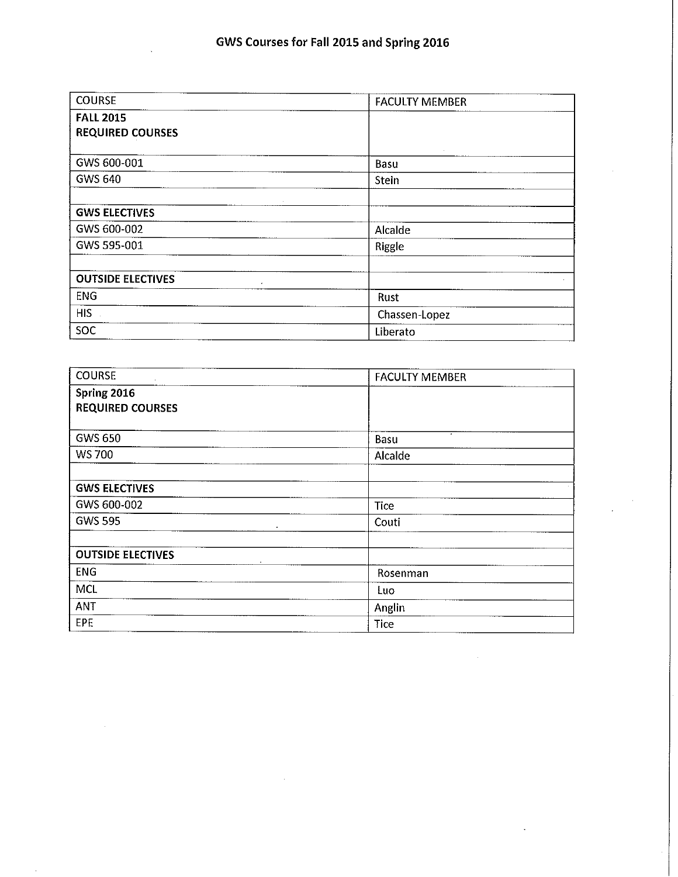## GWS Courses for Fall 2015 and Spring 2016

| COURSE | FACULTY MEMBER |
|---|---|
| **FALL 2015 REQUIRED COURSES** | |
| GWS 600-001 | Basu |
| GWS 640 | Stein |
| | |
| **GWS ELECTIVES** | |
| GWS 600-002 | Alcalde |
| GWS 595-001 | Riggle |
| | |
| **OUTSIDE ELECTIVES** | |
| ENG | Rust |
| HIS | Chassen-Lopez |
| SOC | Liberato |

| COURSE | FACULTY MEMBER |
|---|---|
| **Spring 2016 REQUIRED COURSES** | |
| GWS 650 | Basu |
| WS 700 | Alcalde |
| | |
| **GWS ELECTIVES** | |
| GWS 600-002 | Tice |
| GWS 595 | Couti |
| | |
| **OUTSIDE ELECTIVES** | |
| ENG | Rosenman |
| MCL | Luo |
| ANT | Anglin |
| EPE | Tice |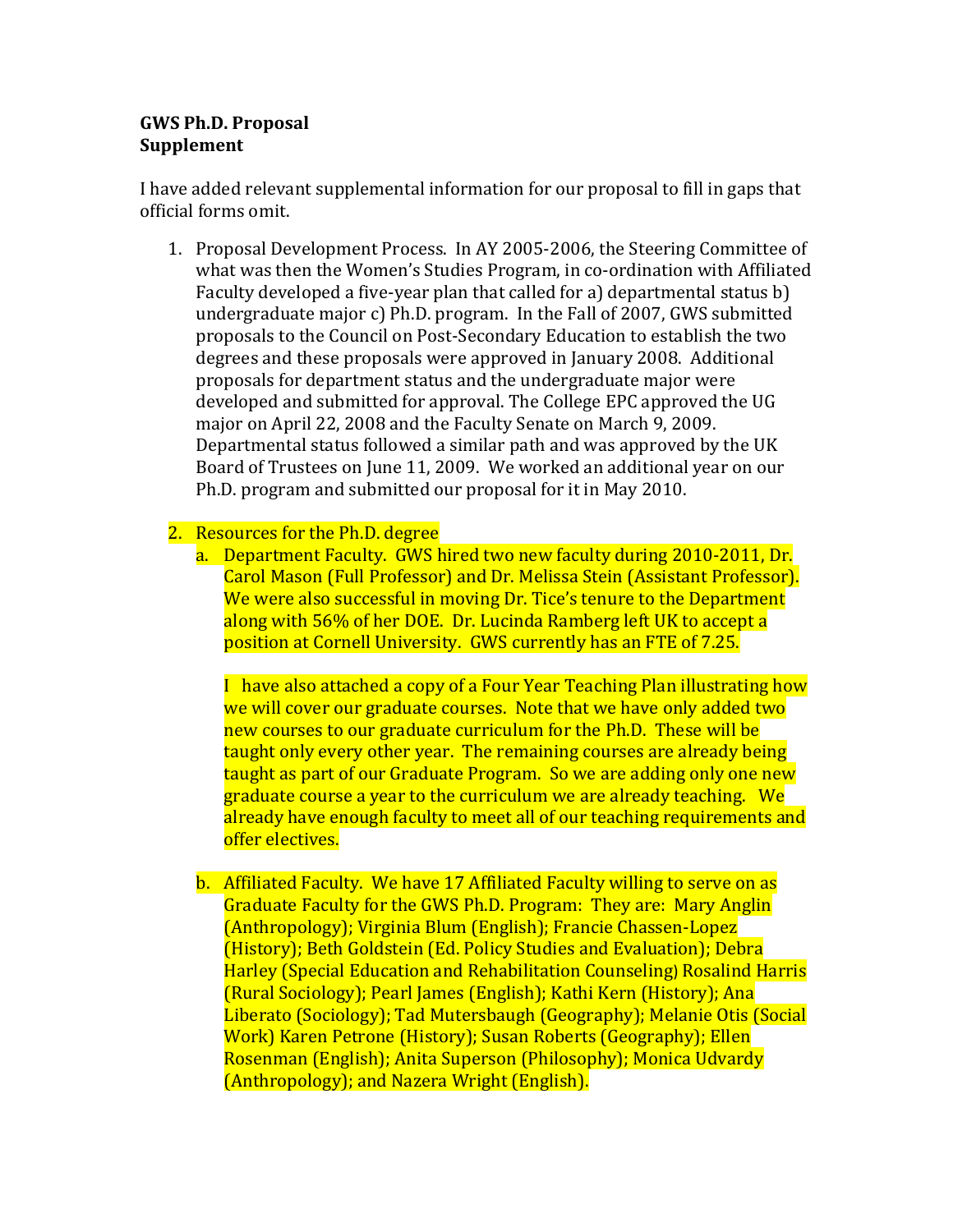**GWS Ph.D. Proposal**
**Supplement**

I have added relevant supplemental information for our proposal to fill in gaps that official forms omit.

1. Proposal Development Process. In AY 2005-2006, the Steering Committee of what was then the Women's Studies Program, in co-ordination with Affiliated Faculty developed a five-year plan that called for a) departmental status b) undergraduate major c) Ph.D. program. In the Fall of 2007, GWS submitted proposals to the Council on Post-Secondary Education to establish the two degrees and these proposals were approved in January 2008. Additional proposals for department status and the undergraduate major were developed and submitted for approval. The College EPC approved the UG major on April 22, 2008 and the Faculty Senate on March 9, 2009. Departmental status followed a similar path and was approved by the UK Board of Trustees on June 11, 2009. We worked an additional year on our Ph.D. program and submitted our proposal for it in May 2010.

2. Resources for the Ph.D. degree
   a. Department Faculty. GWS hired two new faculty during 2010-2011, Dr. Carol Mason (Full Professor) and Dr. Melissa Stein (Assistant Professor). We were also successful in moving Dr. Tice's tenure to the Department along with 56% of her DOE. Dr. Lucinda Ramberg left UK to accept a position at Cornell University. GWS currently has an FTE of 7.25.

      I have also attached a copy of a Four Year Teaching Plan illustrating how we will cover our graduate courses. Note that we have only added two new courses to our graduate curriculum for the Ph.D. These will be taught only every other year. The remaining courses are already being taught as part of our Graduate Program. So we are adding only one new graduate course a year to the curriculum we are already teaching. We already have enough faculty to meet all of our teaching requirements and offer electives.

   b. Affiliated Faculty. We have 17 Affiliated Faculty willing to serve on as Graduate Faculty for the GWS Ph.D. Program: They are: Mary Anglin (Anthropology); Virginia Blum (English); Francie Chassen-Lopez (History); Beth Goldstein (Ed. Policy Studies and Evaluation); Debra Harley (Special Education and Rehabilitation Counseling) Rosalind Harris (Rural Sociology); Pearl James (English); Kathi Kern (History); Ana Liberato (Sociology); Tad Mutersbaugh (Geography); Melanie Otis (Social Work) Karen Petrone (History); Susan Roberts (Geography); Ellen Rosenman (English); Anita Superson (Philosophy); Monica Udvardy (Anthropology); and Nazera Wright (English).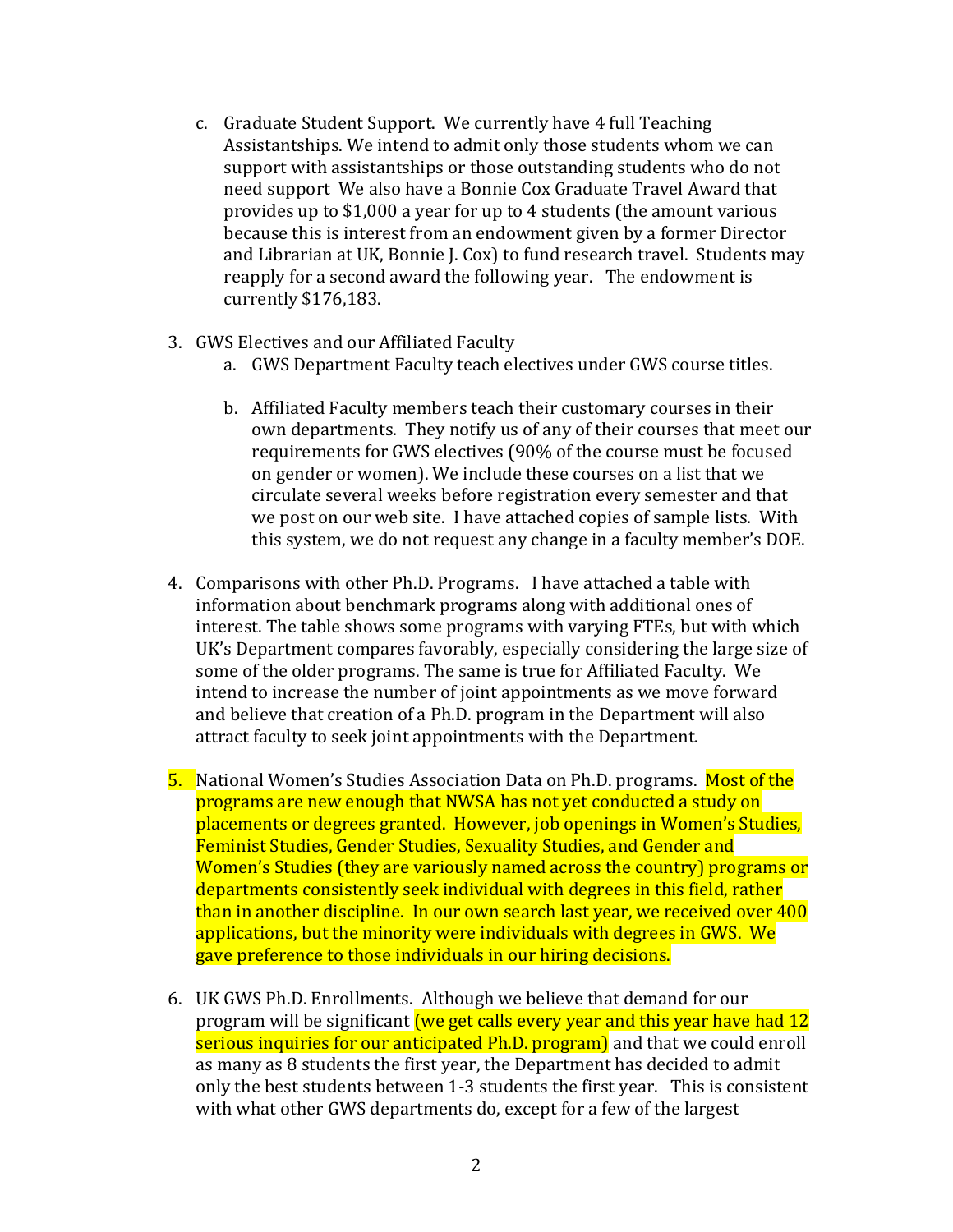c. Graduate Student Support. We currently have 4 full Teaching Assistantships. We intend to admit only those students whom we can support with assistantships or those outstanding students who do not need support We also have a Bonnie Cox Graduate Travel Award that provides up to $1,000 a year for up to 4 students (the amount various because this is interest from an endowment given by a former Director and Librarian at UK, Bonnie J. Cox) to fund research travel. Students may reapply for a second award the following year. The endowment is currently $176,183.

3. GWS Electives and our Affiliated Faculty
   a. GWS Department Faculty teach electives under GWS course titles.

   b. Affiliated Faculty members teach their customary courses in their own departments. They notify us of any of their courses that meet our requirements for GWS electives (90% of the course must be focused on gender or women). We include these courses on a list that we circulate several weeks before registration every semester and that we post on our web site. I have attached copies of sample lists. With this system, we do not request any change in a faculty member's DOE.

4. Comparisons with other Ph.D. Programs. I have attached a table with information about benchmark programs along with additional ones of interest. The table shows some programs with varying FTEs, but with which UK's Department compares favorably, especially considering the large size of some of the older programs. The same is true for Affiliated Faculty. We intend to increase the number of joint appointments as we move forward and believe that creation of a Ph.D. program in the Department will also attract faculty to seek joint appointments with the Department.

5. National Women's Studies Association Data on Ph.D. programs. Most of the programs are new enough that NWSA has not yet conducted a study on placements or degrees granted. However, job openings in Women's Studies, Feminist Studies, Gender Studies, Sexuality Studies, and Gender and Women's Studies (they are variously named across the country) programs or departments consistently seek individual with degrees in this field, rather than in another discipline. In our own search last year, we received over 400 applications, but the minority were individuals with degrees in GWS. We gave preference to those individuals in our hiring decisions.

6. UK GWS Ph.D. Enrollments. Although we believe that demand for our program will be significant (we get calls every year and this year have had 12 serious inquiries for our anticipated Ph.D. program) and that we could enroll as many as 8 students the first year, the Department has decided to admit only the best students between 1-3 students the first year. This is consistent with what other GWS departments do, except for a few of the largest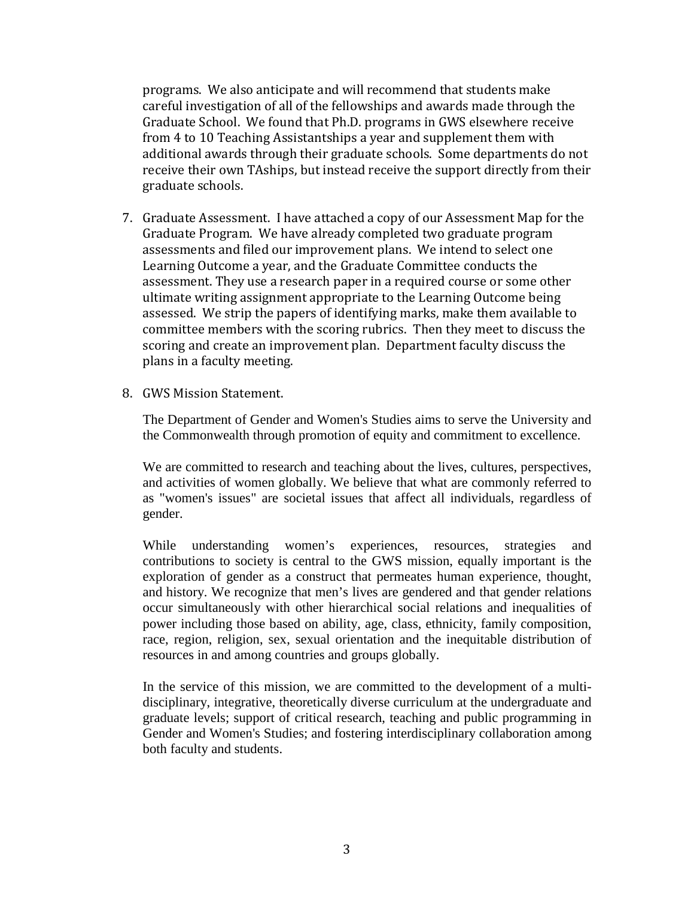programs. We also anticipate and will recommend that students make careful investigation of all of the fellowships and awards made through the Graduate School. We found that Ph.D. programs in GWS elsewhere receive from 4 to 10 Teaching Assistantships a year and supplement them with additional awards through their graduate schools. Some departments do not receive their own TAships, but instead receive the support directly from their graduate schools.

7. Graduate Assessment. I have attached a copy of our Assessment Map for the Graduate Program. We have already completed two graduate program assessments and filed our improvement plans. We intend to select one Learning Outcome a year, and the Graduate Committee conducts the assessment. They use a research paper in a required course or some other ultimate writing assignment appropriate to the Learning Outcome being assessed. We strip the papers of identifying marks, make them available to committee members with the scoring rubrics. Then they meet to discuss the scoring and create an improvement plan. Department faculty discuss the plans in a faculty meeting.

8. GWS Mission Statement.

   The Department of Gender and Women's Studies aims to serve the University and the Commonwealth through promotion of equity and commitment to excellence.

   We are committed to research and teaching about the lives, cultures, perspectives, and activities of women globally. We believe that what are commonly referred to as "women's issues" are societal issues that affect all individuals, regardless of gender.

   While understanding women's experiences, resources, strategies and contributions to society is central to the GWS mission, equally important is the exploration of gender as a construct that permeates human experience, thought, and history. We recognize that men's lives are gendered and that gender relations occur simultaneously with other hierarchical social relations and inequalities of power including those based on ability, age, class, ethnicity, family composition, race, region, religion, sex, sexual orientation and the inequitable distribution of resources in and among countries and groups globally.

   In the service of this mission, we are committed to the development of a multi-disciplinary, integrative, theoretically diverse curriculum at the undergraduate and graduate levels; support of critical research, teaching and public programming in Gender and Women's Studies; and fostering interdisciplinary collaboration among both faculty and students.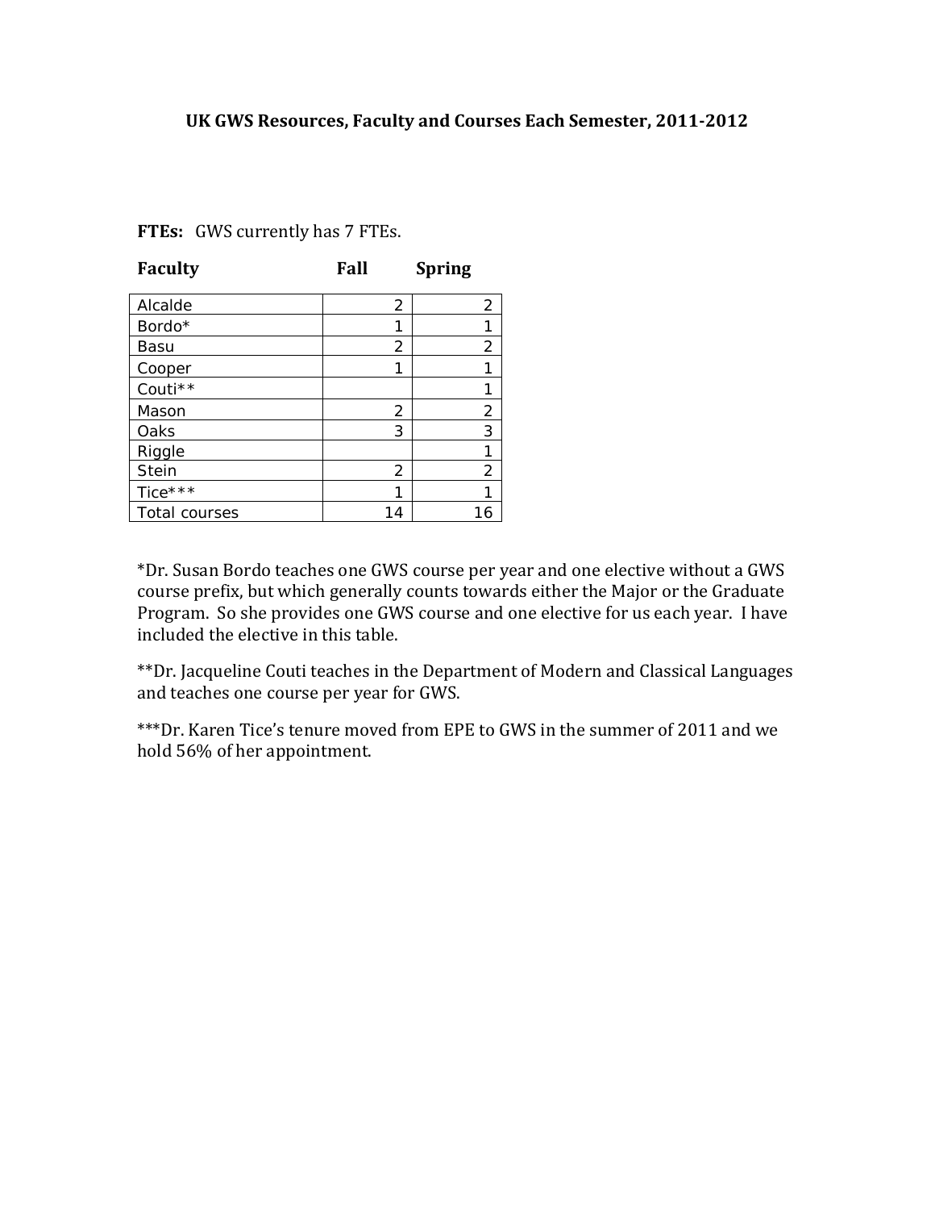**UK GWS Resources, Faculty and Courses Each Semester, 2011-2012**

**FTEs:** GWS currently has 7 FTEs.

| **Faculty** | **Fall** | **Spring** |
|---|---|---|
| Alcalde | 2 | 2 |
| Bordo* | 1 | 1 |
| Basu | 2 | 2 |
| Cooper | 1 | 1 |
| Couti** | | 1 |
| Mason | 2 | 2 |
| Oaks | 3 | 3 |
| Riggle | | 1 |
| Stein | 2 | 2 |
| Tice*** | 1 | 1 |
| Total courses | 14 | 16 |

*Dr. Susan Bordo teaches one GWS course per year and one elective without a GWS course prefix, but which generally counts towards either the Major or the Graduate Program. So she provides one GWS course and one elective for us each year. I have included the elective in this table.

**Dr. Jacqueline Couti teaches in the Department of Modern and Classical Languages and teaches one course per year for GWS.

***Dr. Karen Tice's tenure moved from EPE to GWS in the summer of 2011 and we hold 56% of her appointment.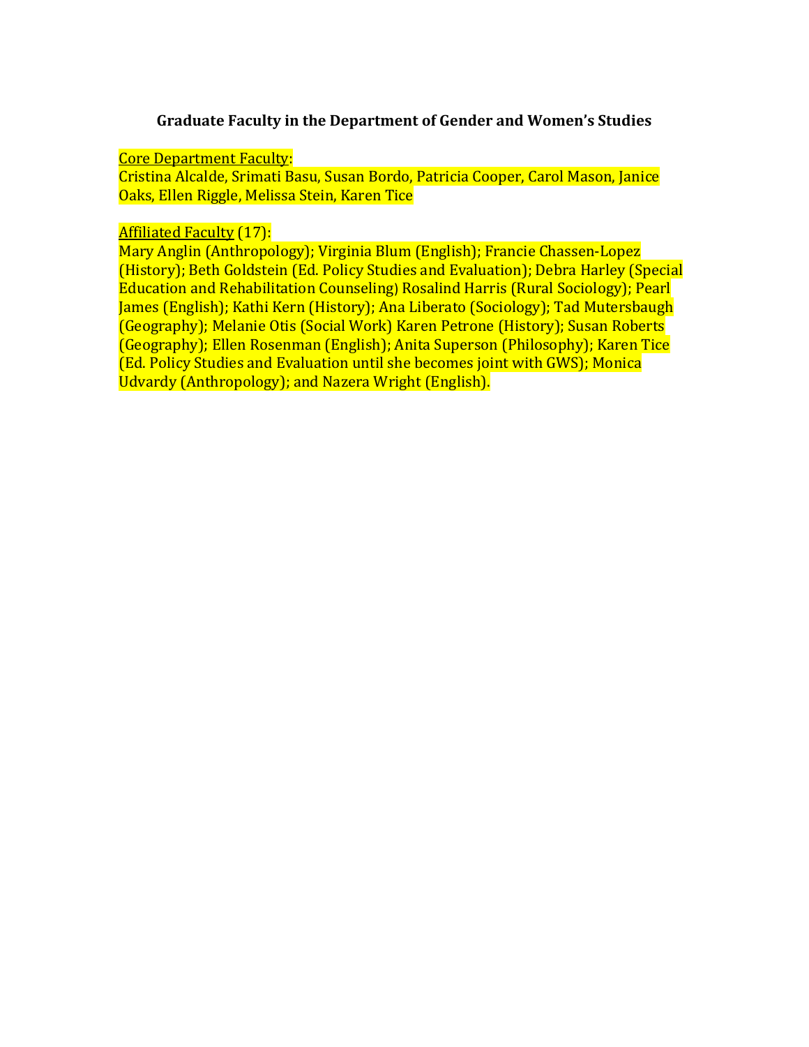**Graduate Faculty in the Department of Gender and Women's Studies**

Core Department Faculty:
Cristina Alcalde, Srimati Basu, Susan Bordo, Patricia Cooper, Carol Mason, Janice Oaks, Ellen Riggle, Melissa Stein, Karen Tice

Affiliated Faculty (17):
Mary Anglin (Anthropology); Virginia Blum (English); Francie Chassen-Lopez (History); Beth Goldstein (Ed. Policy Studies and Evaluation); Debra Harley (Special Education and Rehabilitation Counseling) Rosalind Harris (Rural Sociology); Pearl James (English); Kathi Kern (History); Ana Liberato (Sociology); Tad Mutersbaugh (Geography); Melanie Otis (Social Work) Karen Petrone (History); Susan Roberts (Geography); Ellen Rosenman (English); Anita Superson (Philosophy); Karen Tice (Ed. Policy Studies and Evaluation until she becomes joint with GWS); Monica Udvardy (Anthropology); and Nazera Wright (English).